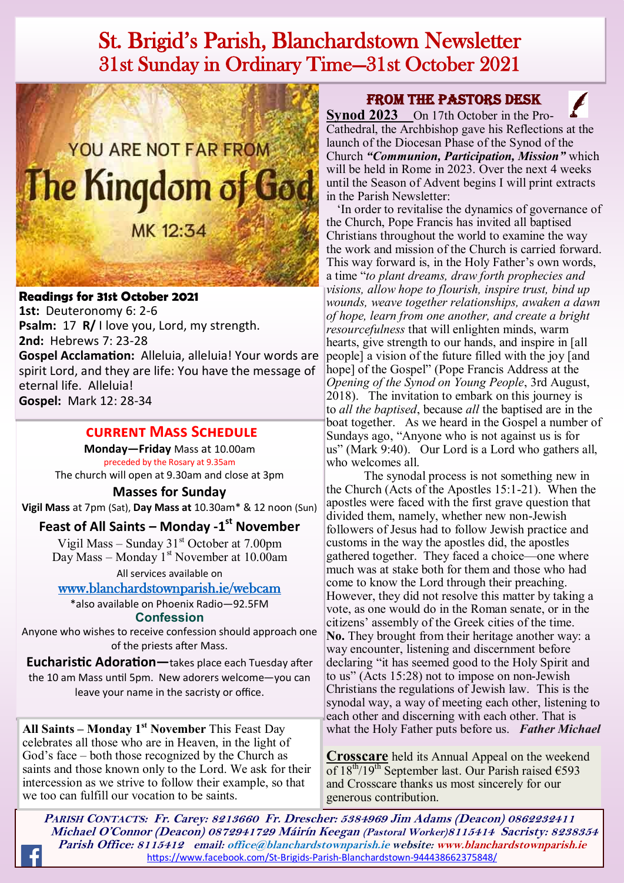# St. Brigid's Parish, Blanchardstown Newsletter
## 31st Sunday in Ordinary Time—31st October 2021

YOU ARE NOT FAR FROM The Kingdom of God
MK 12:34

**Readings for 31st October 2021**

**1st:** Deuteronomy 6: 2-6
**Psalm:** 17 **R/** I love you, Lord, my strength.
**2nd:** Hebrews 7: 23-28
**Gospel Acclamation:** Alleluia, alleluia! Your words are spirit Lord, and they are life: You have the message of eternal life. Alleluia!
**Gospel:** Mark 12: 28-34

### CURRENT MASS SCHEDULE

**Monday—Friday** Mass at 10.00am
preceded by the Rosary at 9.35am
The church will open at 9.30am and close at 3pm

**Masses for Sunday**
**Vigil Mass** at 7pm (Sat), **Day Mass at** 10.30am* & 12 noon (Sun)

**Feast of All Saints – Monday -1st November**
Vigil Mass – Sunday 31st October at 7.00pm
Day Mass – Monday 1st November at 10.00am

All services available on
www.blanchardstownparish.ie/webcam
*also available on Phoenix Radio—92.5FM

**Confession**
Anyone who wishes to receive confession should approach one of the priests after Mass.

**Eucharistic Adoration—**takes place each Tuesday after the 10 am Mass until 5pm. New adorers welcome—you can leave your name in the sacristy or office.

**All Saints – Monday 1st November** This Feast Day celebrates all those who are in Heaven, in the light of God's face – both those recognized by the Church as saints and those known only to the Lord. We ask for their intercession as we strive to follow their example, so that we too can fulfill our vocation to be saints.

### FROM THE PASTORS DESK

**Synod 2023** On 17th October in the Pro-Cathedral, the Archbishop gave his Reflections at the launch of the Diocesan Phase of the Synod of the Church ***"Communion, Participation, Mission"*** which will be held in Rome in 2023. Over the next 4 weeks until the Season of Advent begins I will print extracts in the Parish Newsletter:

'In order to revitalise the dynamics of governance of the Church, Pope Francis has invited all baptised Christians throughout the world to examine the way the work and mission of the Church is carried forward. This way forward is, in the Holy Father's own words, a time "*to plant dreams, draw forth prophecies and visions, allow hope to flourish, inspire trust, bind up wounds, weave together relationships, awaken a dawn of hope, learn from one another, and create a bright resourcefulness* that will enlighten minds, warm hearts, give strength to our hands, and inspire in [all people] a vision of the future filled with the joy [and hope] of the Gospel" (Pope Francis Address at the *Opening of the Synod on Young People*, 3rd August, 2018). The invitation to embark on this journey is to *all the baptised*, because *all* the baptised are in the boat together. As we heard in the Gospel a number of Sundays ago, "Anyone who is not against us is for us" (Mark 9:40). Our Lord is a Lord who gathers all, who welcomes all.

The synodal process is not something new in the Church (Acts of the Apostles 15:1-21). When the apostles were faced with the first grave question that divided them, namely, whether new non-Jewish followers of Jesus had to follow Jewish practice and customs in the way the apostles did, the apostles gathered together. They faced a choice—one where much was at stake both for them and those who had come to know the Lord through their preaching. However, they did not resolve this matter by taking a vote, as one would do in the Roman senate, or in the citizens' assembly of the Greek cities of the time. **No.** They brought from their heritage another way: a way encounter, listening and discernment before declaring "it has seemed good to the Holy Spirit and to us" (Acts 15:28) not to impose on non-Jewish Christians the regulations of Jewish law. This is the synodal way, a way of meeting each other, listening to each other and discerning with each other. That is what the Holy Father puts before us. ***Father Michael***

**Crosscare** held its Annual Appeal on the weekend of 18th/19th September last. Our Parish raised €593 and Crosscare thanks us most sincerely for our generous contribution.

***PARISH CONTACTS: Fr. Carey: 8213660 Fr. Drescher: 5384969 Jim Adams (Deacon) 0862232411 Michael O'Connor (Deacon) 0872941729 Máirín Keegan (Pastoral Worker)8115414 Sacristy: 8238354 Parish Office: 8115412 email: office@blanchardstownparish.ie website: www.blanchardstownparish.ie***
https://www.facebook.com/St-Brigids-Parish-Blanchardstown-944438662375848/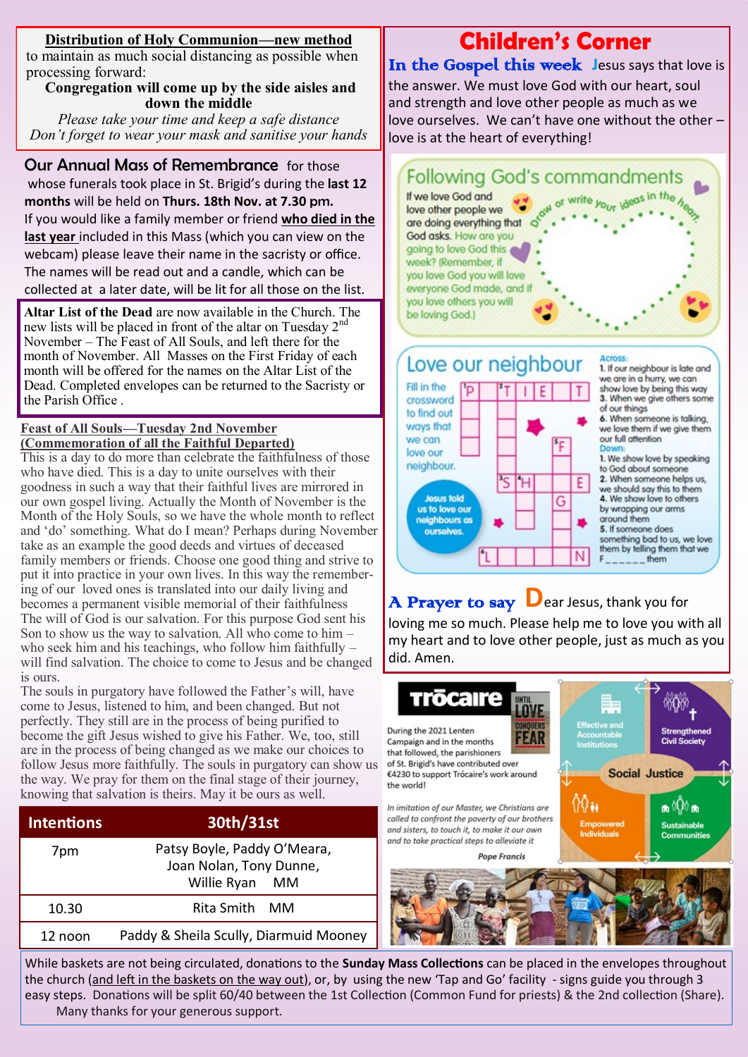**Distribution of Holy Communion—new method**
to maintain as much social distancing as possible when processing forward:

**Congregation will come up by the side aisles and down the middle**

*Please take your time and keep a safe distance*
*Don't forget to wear your mask and sanitise your hands*

## Our Annual Mass of Remembrance

for those whose funerals took place in St. Brigid's during the **last 12 months** will be held on **Thurs. 18th Nov. at 7.30 pm.**
If you would like a family member or friend **who died in the last year** included in this Mass (which you can view on the webcam) please leave their name in the sacristy or office. The names will be read out and a candle, which can be collected at a later date, will be lit for all those on the list.

**Altar List of the Dead** are now available in the Church. The new lists will be placed in front of the altar on Tuesday 2nd November – The Feast of All Souls, and left there for the month of November. All Masses on the First Friday of each month will be offered for the names on the Altar List of the Dead. Completed envelopes can be returned to the Sacristy or the Parish Office .

**Feast of All Souls—Tuesday 2nd November (Commemoration of all the Faithful Departed)**

This is a day to do more than celebrate the faithfulness of those who have died. This is a day to unite ourselves with their goodness in such a way that their faithful lives are mirrored in our own gospel living. Actually the Month of November is the Month of the Holy Souls, so we have the whole month to reflect and 'do' something. What do I mean? Perhaps during November take as an example the good deeds and virtues of deceased family members or friends. Choose one good thing and strive to put it into practice in your own lives. In this way the remembering of our loved ones is translated into our daily living and becomes a permanent visible memorial of their faithfulness
The will of God is our salvation. For this purpose God sent his Son to show us the way to salvation. All who come to him – who seek him and his teachings, who follow him faithfully – will find salvation. The choice to come to Jesus and be changed is ours.
The souls in purgatory have followed the Father's will, have come to Jesus, listened to him, and been changed. But not perfectly. They still are in the process of being purified to become the gift Jesus wished to give his Father. We, too, still are in the process of being changed as we make our choices to follow Jesus more faithfully. The souls in purgatory can show us the way. We pray for them on the final stage of their journey, knowing that salvation is theirs. May it be ours as well.

| Intentions | 30th/31st |
|---|---|
| 7pm | Patsy Boyle, Paddy O'Meara, Joan Nolan, Tony Dunne, Willie Ryan MM |
| 10.30 | Rita Smith MM |
| 12 noon | Paddy & Sheila Scully, Diarmuid Mooney |

# Children's Corner

**In the Gospel this week** Jesus says that love is the answer. We must love God with our heart, soul and strength and love other people as much as we love ourselves. We can't have one without the other – love is at the heart of everything!

### Following God's commandments

If we love God and love other people we are doing everything that God asks. How are you going to love God this week? (Remember, if you love God you will love everyone God made, and if you love others you will be loving God.)

Draw or write your ideas in the heart.

### Love our neighbour

Fill in the crossword to find out ways that we can love our neighbour.

Jesus told us to love our neighbours as ourselves.

Across:
1. If our neighbour is late and we are in a hurry, we can show love by being this way
3. When we give others some of our things
6. When someone is talking, we love them if we give them our full attention

Down:
1. We show love by speaking to God about someone
2. When someone helps us, we should say this to them
4. We show love to others by wrapping our arms around them
5. If someone does something bad to us, we love them by telling them that we F\_\_\_\_\_\_ them

**A Prayer to say** Dear Jesus, thank you for loving me so much. Please help me to love you with all my heart and to love other people, just as much as you did. Amen.

**Trócaire** — UNTIL LOVE CONQUERS FEAR

During the 2021 Lenten Campaign and in the months that followed, the parishioners of St. Brigid's have contributed over €4230 to support Trócaire's work around the world!

*In imitation of our Master, we Christians are called to confront the poverty of our brothers and sisters, to touch it, to make it our own and to take practical steps to alleviate it*
— *Pope Francis*

Social Justice: Effective and Accountable Institutions; Strengthened Civil Society; Empowered Individuals; Sustainable Communities

While baskets are not being circulated, donations to the **Sunday Mass Collections** can be placed in the envelopes throughout the church (and left in the baskets on the way out), or, by using the new 'Tap and Go' facility - signs guide you through 3 easy steps. Donations will be split 60/40 between the 1st Collection (Common Fund for priests) & the 2nd collection (Share). Many thanks for your generous support.